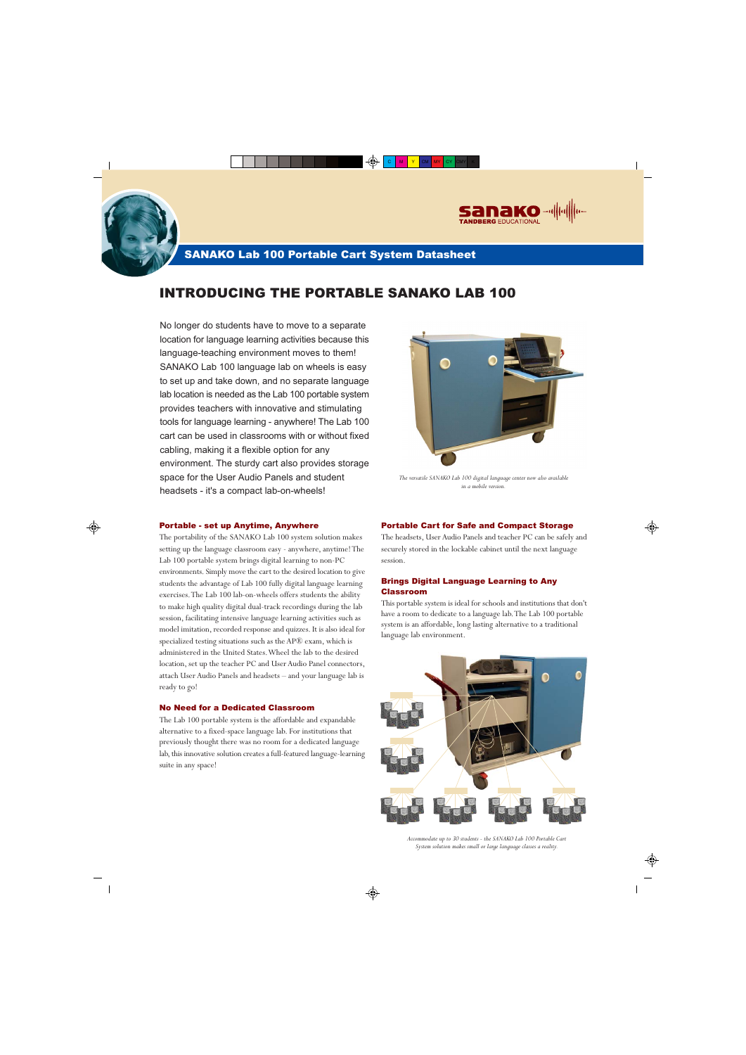sanako TANDBERG EDUCATIONAL

## SANAKO Lab 100 Portable Cart System Datasheet

# INTRODUCING THE PORTABLE SANAKO LAB 100

No longer do students have to move to a separate location for language learning activities because this language-teaching environment moves to them! SANAKO Lab 100 language lab on wheels is easy to set up and take down, and no separate language lab location is needed as the Lab 100 portable system provides teachers with innovative and stimulating tools for language learning - anywhere! The Lab 100 cart can be used in classrooms with or without fixed cabling, making it a flexible option for any environment. The sturdy cart also provides storage space for the User Audio Panels and student headsets - it's a compact lab-on-wheels!

*The versatile SANAKO Lab 100 digital language center now also available in a mobile version.*

### Portable - set up Anytime, Anywhere

The portability of the SANAKO Lab 100 system solution makes setting up the language classroom easy - anywhere, anytime! The Lab 100 portable system brings digital learning to non-PC environments. Simply move the cart to the desired location to give students the advantage of Lab 100 fully digital language learning exercises. The Lab 100 lab-on-wheels offers students the ability to make high quality digital dual-track recordings during the lab session, facilitating intensive language learning activities such as model imitation, recorded response and quizzes. It is also ideal for specialized testing situations such as the AP® exam, which is administered in the United States. Wheel the lab to the desired location, set up the teacher PC and User Audio Panel connectors, attach User Audio Panels and headsets – and your language lab is ready to go!

### No Need for a Dedicated Classroom

The Lab 100 portable system is the affordable and expandable alternative to a fixed-space language lab. For institutions that previously thought there was no room for a dedicated language lab, this innovative solution creates a full-featured language-learning suite in any space!

### Portable Cart for Safe and Compact Storage

The headsets, User Audio Panels and teacher PC can be safely and securely stored in the lockable cabinet until the next language session.

### Brings Digital Language Learning to Any Classroom

This portable system is ideal for schools and institutions that don't have a room to dedicate to a language lab. The Lab 100 portable system is an affordable, long lasting alternative to a traditional language lab environment.

*Accommodate up to 30 students - the SANAKO Lab 100 Portable Cart System solution makes small or large language classes a reality.*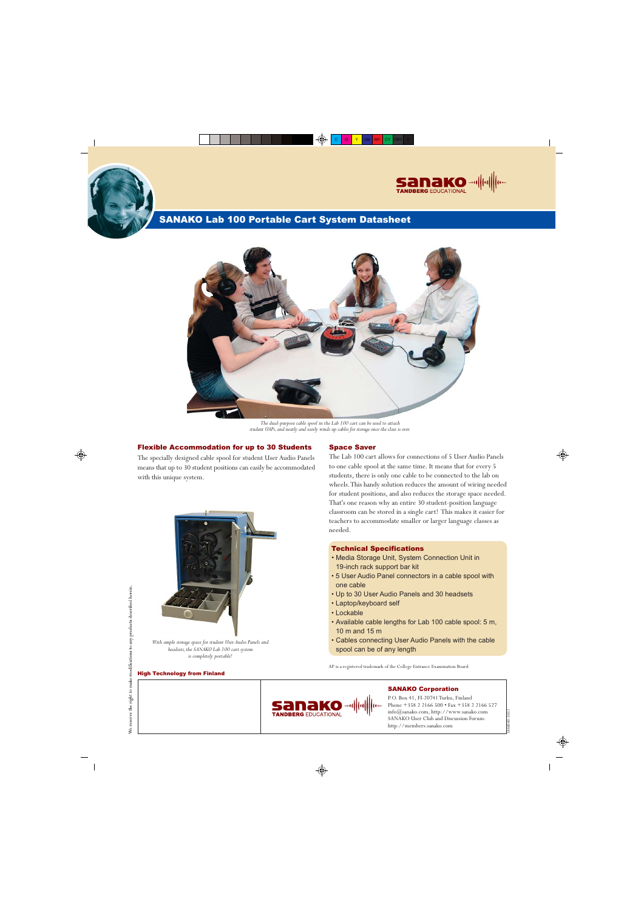# SANAKO Lab 100 Portable Cart System Datasheet

*The dual-purpose cable spool in the Lab 100 cart can be used to attach student UAPs, and neatly and easily winds up cables for storage once the class is over.*

## Flexible Accommodation for up to 30 Students

The specially designed cable spool for student User Audio Panels means that up to 30 student positions can easily be accommodated with this unique system.

*With ample storage space for student User Audio Panels and headsets, the SANAKO Lab 100 cart system is completely portable!*

## Space Saver

The Lab 100 cart allows for connections of 5 User Audio Panels to one cable spool at the same time. It means that for every 5 students, there is only one cable to be connected to the lab on wheels. This handy solution reduces the amount of wiring needed for student positions, and also reduces the storage space needed. That's one reason why an entire 30 student-position language classroom can be stored in a single cart! This makes it easier for teachers to accommodate smaller or larger language classes as needed.

## Technical Specifications

- Media Storage Unit, System Connection Unit in 19-inch rack support bar kit
- 5 User Audio Panel connectors in a cable spool with one cable
- Up to 30 User Audio Panels and 30 headsets
- Laptop/keyboard self
- Lockable
- Available cable lengths for Lab 100 cable spool: 5 m, 10 m and 15 m
- Cables connecting User Audio Panels with the cable spool can be of any length

AP is a registered trademark of the College Entrance Examination Board.

**High Technology from Finland**

sanako TANDBERG EDUCATIONAL

**SANAKO Corporation**
P.O. Box 41, FI-20741 Turku, Finland
Phone +358 2 2166 500 • Fax +358 2 2166 527
info@sanako.com, http://www.sanako.com
SANAKO User Club and Discussion Forum:
http://members.sanako.com

We reserve the right to make modifications to any products described herein.